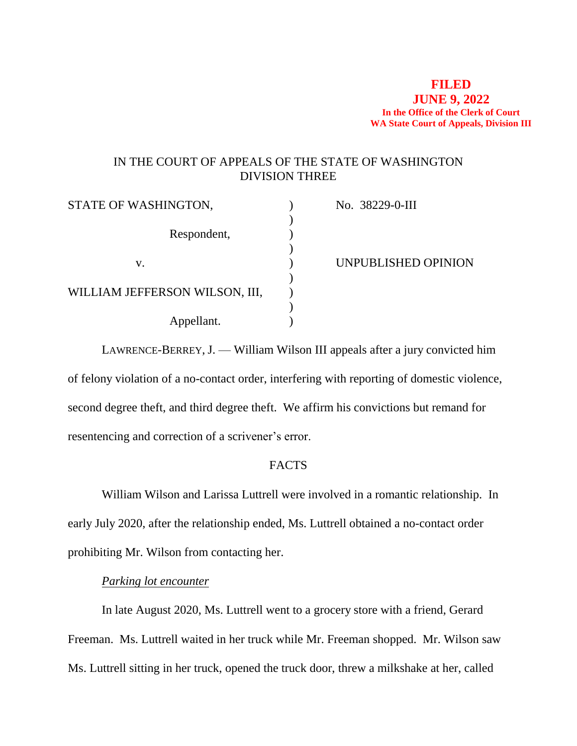**FILED**
**JUNE 9, 2022**
**In the Office of the Clerk of Court**
**WA State Court of Appeals, Division III**

IN THE COURT OF APPEALS OF THE STATE OF WASHINGTON
DIVISION THREE

| | | |
|---|---|---|
| STATE OF WASHINGTON, | ) | No. 38229-0-III |
| | ) | |
| Respondent, | ) | |
| | ) | |
| v. | ) | UNPUBLISHED OPINION |
| | ) | |
| WILLIAM JEFFERSON WILSON, III, | ) | |
| | ) | |
| Appellant. | ) | |

LAWRENCE-BERREY, J. — William Wilson III appeals after a jury convicted him of felony violation of a no-contact order, interfering with reporting of domestic violence, second degree theft, and third degree theft. We affirm his convictions but remand for resentencing and correction of a scrivener's error.

FACTS

William Wilson and Larissa Luttrell were involved in a romantic relationship. In early July 2020, after the relationship ended, Ms. Luttrell obtained a no-contact order prohibiting Mr. Wilson from contacting her.

*Parking lot encounter*

In late August 2020, Ms. Luttrell went to a grocery store with a friend, Gerard Freeman. Ms. Luttrell waited in her truck while Mr. Freeman shopped. Mr. Wilson saw Ms. Luttrell sitting in her truck, opened the truck door, threw a milkshake at her, called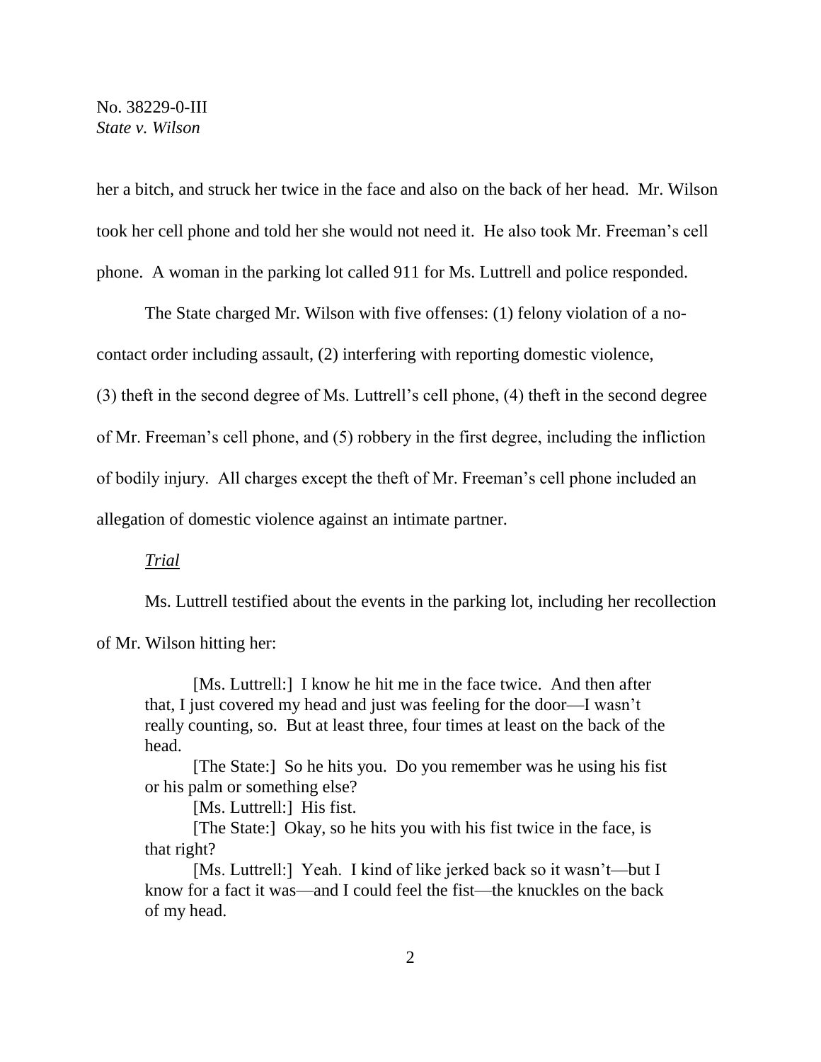her a bitch, and struck her twice in the face and also on the back of her head. Mr. Wilson took her cell phone and told her she would not need it. He also took Mr. Freeman's cell phone. A woman in the parking lot called 911 for Ms. Luttrell and police responded.

The State charged Mr. Wilson with five offenses: (1) felony violation of a no-contact order including assault, (2) interfering with reporting domestic violence, (3) theft in the second degree of Ms. Luttrell's cell phone, (4) theft in the second degree of Mr. Freeman's cell phone, and (5) robbery in the first degree, including the infliction of bodily injury. All charges except the theft of Mr. Freeman's cell phone included an allegation of domestic violence against an intimate partner.

*Trial*

Ms. Luttrell testified about the events in the parking lot, including her recollection of Mr. Wilson hitting her:

> [Ms. Luttrell:] I know he hit me in the face twice. And then after that, I just covered my head and just was feeling for the door—I wasn't really counting, so. But at least three, four times at least on the back of the head.
>
> [The State:] So he hits you. Do you remember was he using his fist or his palm or something else?
>
> [Ms. Luttrell:] His fist.
>
> [The State:] Okay, so he hits you with his fist twice in the face, is that right?
>
> [Ms. Luttrell:] Yeah. I kind of like jerked back so it wasn't—but I know for a fact it was—and I could feel the fist—the knuckles on the back of my head.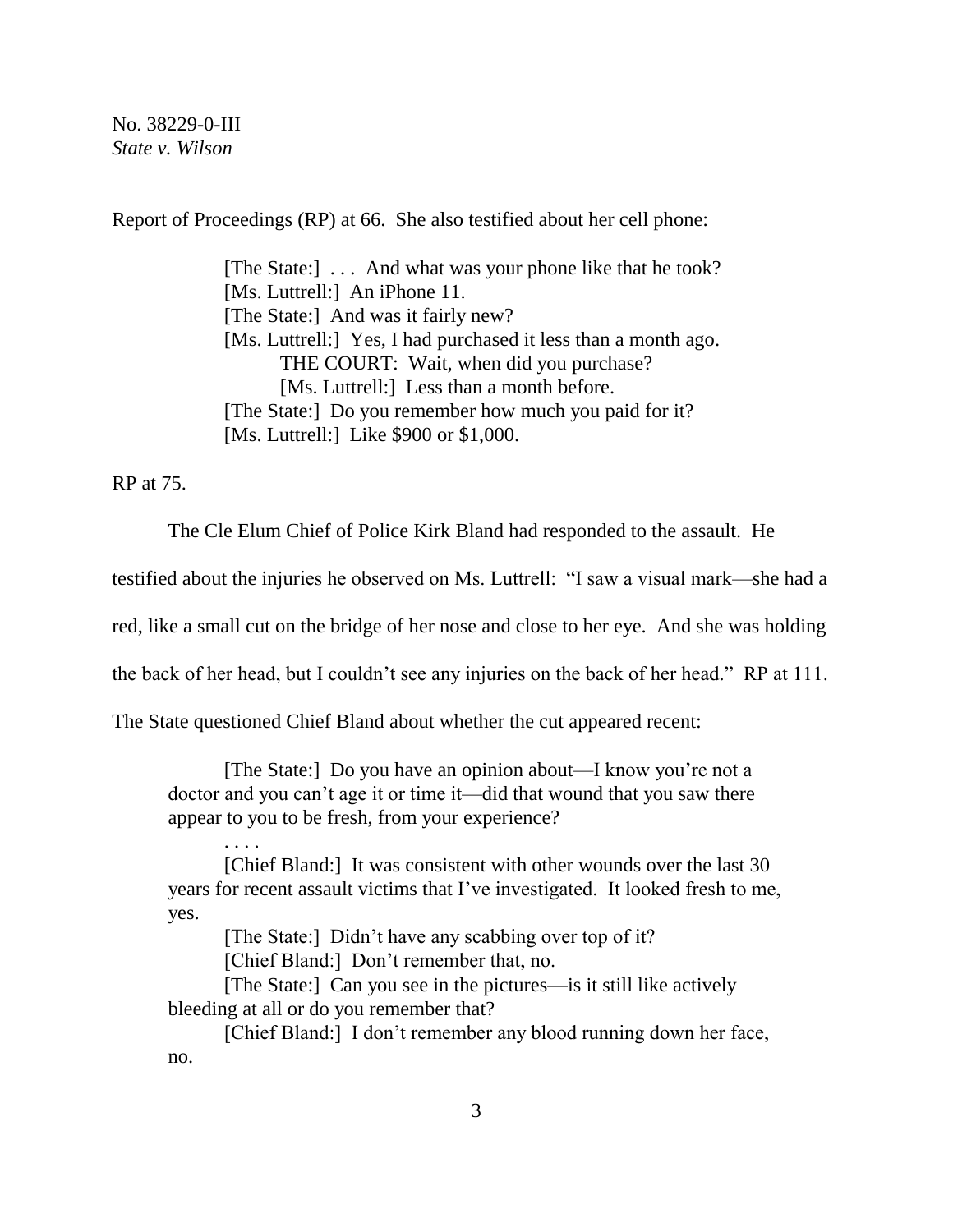Report of Proceedings (RP) at 66. She also testified about her cell phone:

> [The State:] . . . And what was your phone like that he took?
> [Ms. Luttrell:] An iPhone 11.
> [The State:] And was it fairly new?
> [Ms. Luttrell:] Yes, I had purchased it less than a month ago.
> THE COURT: Wait, when did you purchase?
> [Ms. Luttrell:] Less than a month before.
> [The State:] Do you remember how much you paid for it?
> [Ms. Luttrell:] Like $900 or $1,000.

RP at 75.

The Cle Elum Chief of Police Kirk Bland had responded to the assault. He testified about the injuries he observed on Ms. Luttrell: "I saw a visual mark—she had a red, like a small cut on the bridge of her nose and close to her eye. And she was holding the back of her head, but I couldn't see any injuries on the back of her head." RP at 111. The State questioned Chief Bland about whether the cut appeared recent:

> [The State:] Do you have an opinion about—I know you're not a doctor and you can't age it or time it—did that wound that you saw there appear to you to be fresh, from your experience?
>
> . . . .
>
> [Chief Bland:] It was consistent with other wounds over the last 30 years for recent assault victims that I've investigated. It looked fresh to me, yes.
>
> [The State:] Didn't have any scabbing over top of it?
>
> [Chief Bland:] Don't remember that, no.
>
> [The State:] Can you see in the pictures—is it still like actively bleeding at all or do you remember that?
>
> [Chief Bland:] I don't remember any blood running down her face, no.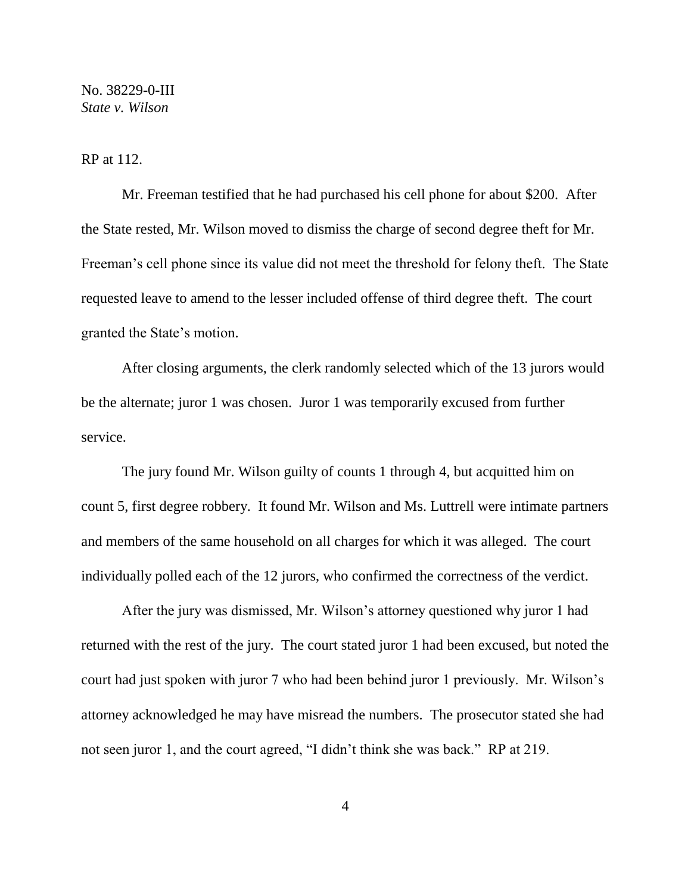RP at 112.

Mr. Freeman testified that he had purchased his cell phone for about $200. After the State rested, Mr. Wilson moved to dismiss the charge of second degree theft for Mr. Freeman's cell phone since its value did not meet the threshold for felony theft. The State requested leave to amend to the lesser included offense of third degree theft. The court granted the State's motion.

After closing arguments, the clerk randomly selected which of the 13 jurors would be the alternate; juror 1 was chosen. Juror 1 was temporarily excused from further service.

The jury found Mr. Wilson guilty of counts 1 through 4, but acquitted him on count 5, first degree robbery. It found Mr. Wilson and Ms. Luttrell were intimate partners and members of the same household on all charges for which it was alleged. The court individually polled each of the 12 jurors, who confirmed the correctness of the verdict.

After the jury was dismissed, Mr. Wilson's attorney questioned why juror 1 had returned with the rest of the jury. The court stated juror 1 had been excused, but noted the court had just spoken with juror 7 who had been behind juror 1 previously. Mr. Wilson's attorney acknowledged he may have misread the numbers. The prosecutor stated she had not seen juror 1, and the court agreed, "I didn't think she was back." RP at 219.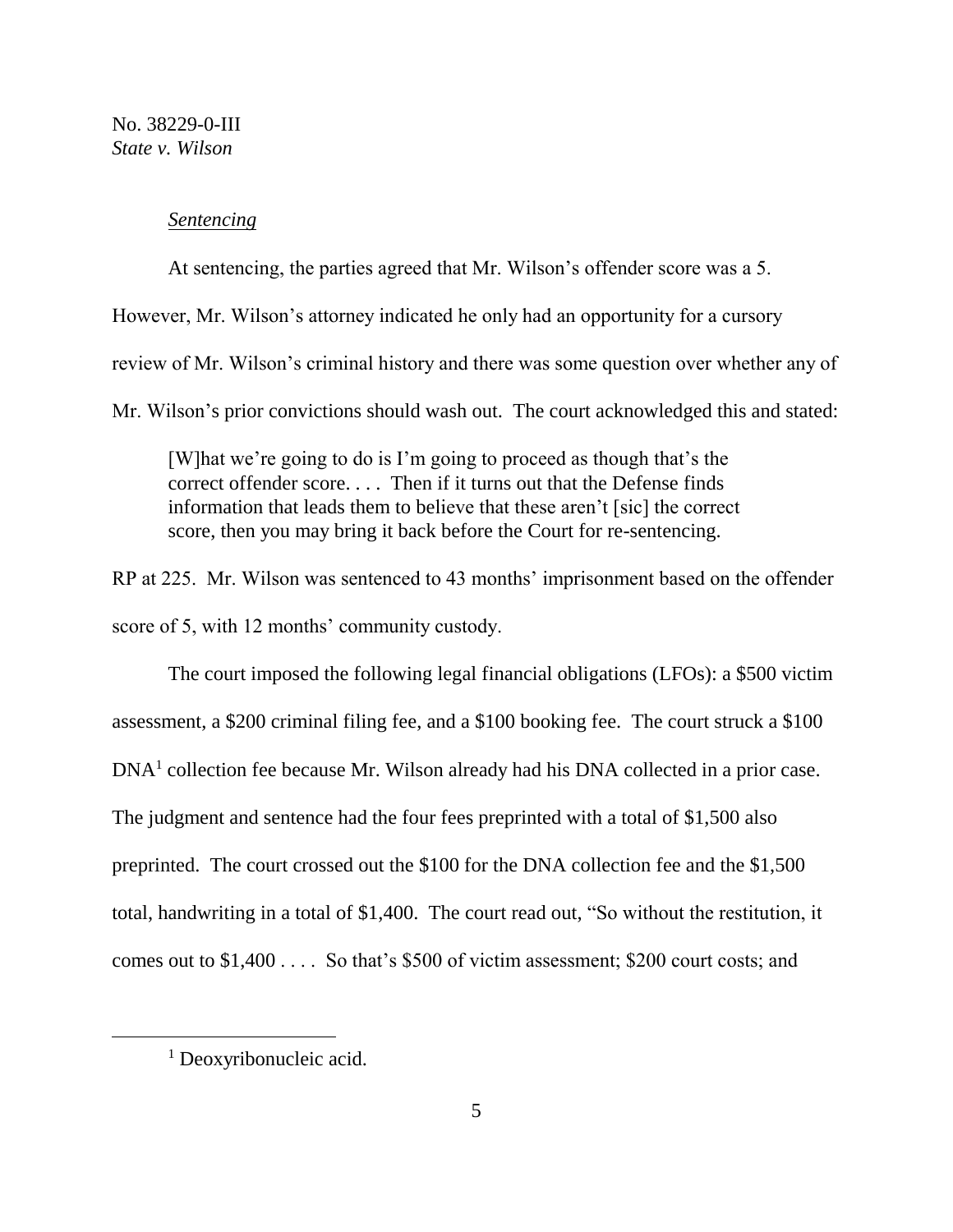*Sentencing*

At sentencing, the parties agreed that Mr. Wilson's offender score was a 5. However, Mr. Wilson's attorney indicated he only had an opportunity for a cursory review of Mr. Wilson's criminal history and there was some question over whether any of Mr. Wilson's prior convictions should wash out. The court acknowledged this and stated:

> [W]hat we're going to do is I'm going to proceed as though that's the correct offender score. . . . Then if it turns out that the Defense finds information that leads them to believe that these aren't [sic] the correct score, then you may bring it back before the Court for re-sentencing.

RP at 225. Mr. Wilson was sentenced to 43 months' imprisonment based on the offender score of 5, with 12 months' community custody.

The court imposed the following legal financial obligations (LFOs): a $500 victim assessment, a $200 criminal filing fee, and a $100 booking fee. The court struck a $100 DNA[1] collection fee because Mr. Wilson already had his DNA collected in a prior case. The judgment and sentence had the four fees preprinted with a total of $1,500 also preprinted. The court crossed out the $100 for the DNA collection fee and the $1,500 total, handwriting in a total of $1,400. The court read out, "So without the restitution, it comes out to $1,400 . . . . So that's $500 of victim assessment; $200 court costs; and

[1] Deoxyribonucleic acid.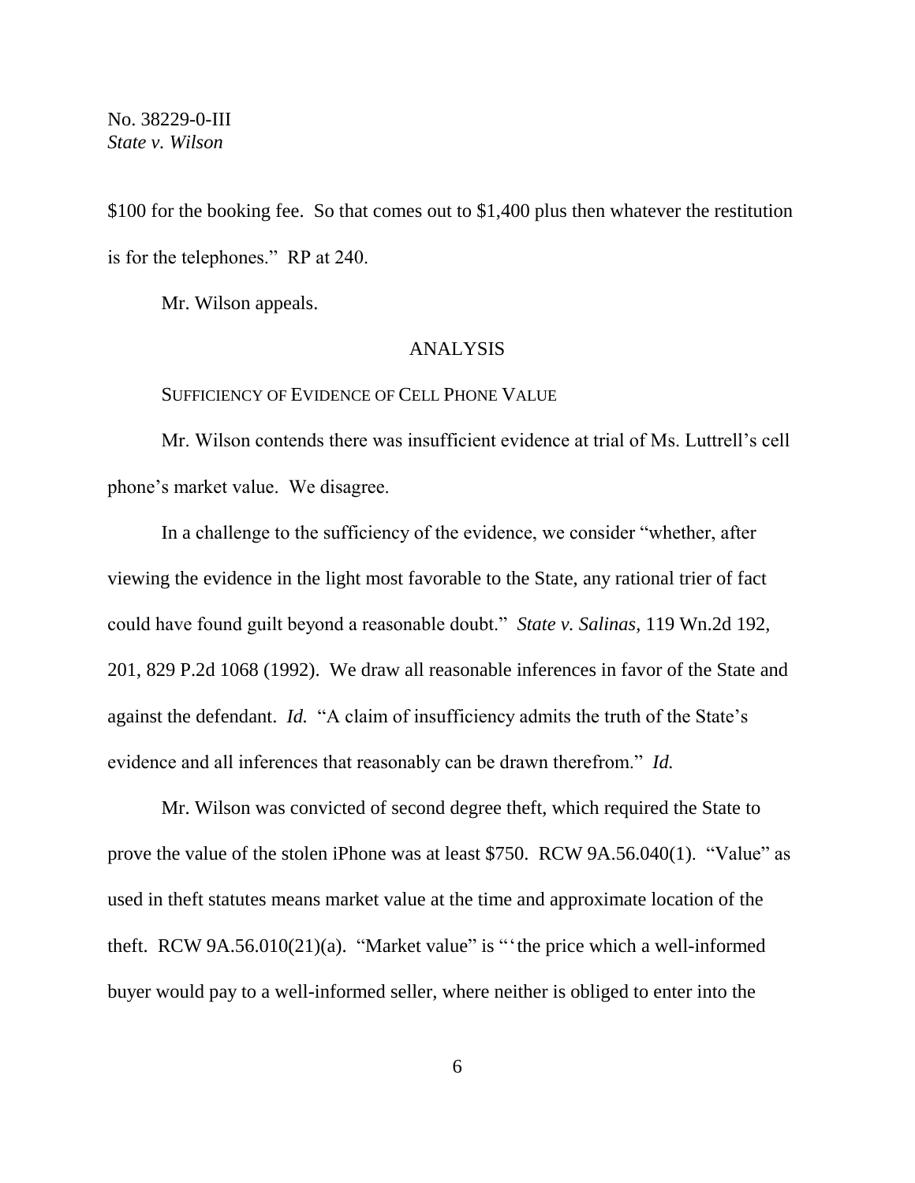$100 for the booking fee. So that comes out to $1,400 plus then whatever the restitution is for the telephones." RP at 240.

Mr. Wilson appeals.

## ANALYSIS

### SUFFICIENCY OF EVIDENCE OF CELL PHONE VALUE

Mr. Wilson contends there was insufficient evidence at trial of Ms. Luttrell's cell phone's market value. We disagree.

In a challenge to the sufficiency of the evidence, we consider "whether, after viewing the evidence in the light most favorable to the State, any rational trier of fact could have found guilt beyond a reasonable doubt." *State v. Salinas*, 119 Wn.2d 192, 201, 829 P.2d 1068 (1992). We draw all reasonable inferences in favor of the State and against the defendant. *Id.* "A claim of insufficiency admits the truth of the State's evidence and all inferences that reasonably can be drawn therefrom." *Id.*

Mr. Wilson was convicted of second degree theft, which required the State to prove the value of the stolen iPhone was at least $750. RCW 9A.56.040(1). "Value" as used in theft statutes means market value at the time and approximate location of the theft. RCW 9A.56.010(21)(a). "Market value" is "'the price which a well-informed buyer would pay to a well-informed seller, where neither is obliged to enter into the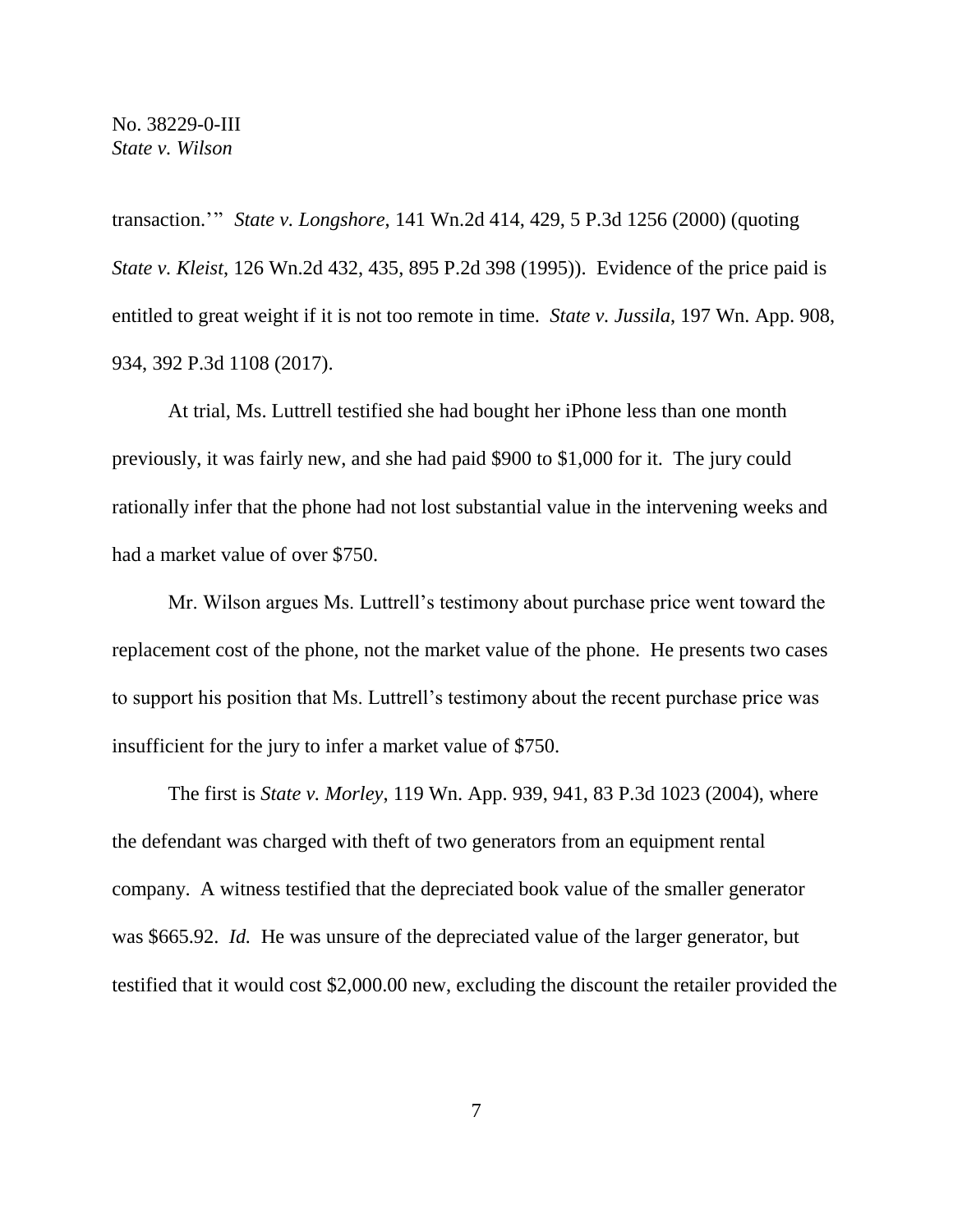transaction.'" *State v. Longshore*, 141 Wn.2d 414, 429, 5 P.3d 1256 (2000) (quoting *State v. Kleist*, 126 Wn.2d 432, 435, 895 P.2d 398 (1995)). Evidence of the price paid is entitled to great weight if it is not too remote in time. *State v. Jussila*, 197 Wn. App. 908, 934, 392 P.3d 1108 (2017).

At trial, Ms. Luttrell testified she had bought her iPhone less than one month previously, it was fairly new, and she had paid $900 to $1,000 for it. The jury could rationally infer that the phone had not lost substantial value in the intervening weeks and had a market value of over $750.

Mr. Wilson argues Ms. Luttrell's testimony about purchase price went toward the replacement cost of the phone, not the market value of the phone. He presents two cases to support his position that Ms. Luttrell's testimony about the recent purchase price was insufficient for the jury to infer a market value of $750.

The first is *State v. Morley*, 119 Wn. App. 939, 941, 83 P.3d 1023 (2004), where the defendant was charged with theft of two generators from an equipment rental company. A witness testified that the depreciated book value of the smaller generator was $665.92. *Id.* He was unsure of the depreciated value of the larger generator, but testified that it would cost $2,000.00 new, excluding the discount the retailer provided the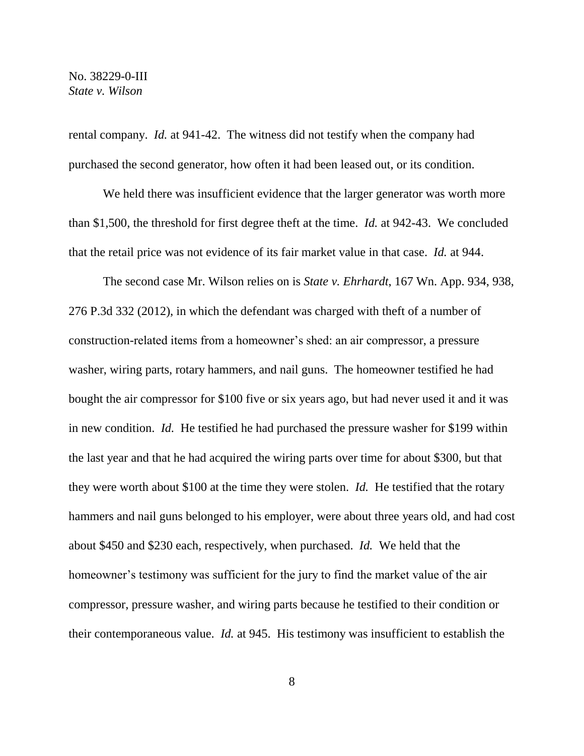rental company. *Id.* at 941-42. The witness did not testify when the company had purchased the second generator, how often it had been leased out, or its condition.

We held there was insufficient evidence that the larger generator was worth more than $1,500, the threshold for first degree theft at the time. *Id.* at 942-43. We concluded that the retail price was not evidence of its fair market value in that case. *Id.* at 944.

The second case Mr. Wilson relies on is *State v. Ehrhardt*, 167 Wn. App. 934, 938, 276 P.3d 332 (2012), in which the defendant was charged with theft of a number of construction-related items from a homeowner's shed: an air compressor, a pressure washer, wiring parts, rotary hammers, and nail guns. The homeowner testified he had bought the air compressor for $100 five or six years ago, but had never used it and it was in new condition. *Id.* He testified he had purchased the pressure washer for $199 within the last year and that he had acquired the wiring parts over time for about $300, but that they were worth about $100 at the time they were stolen. *Id.* He testified that the rotary hammers and nail guns belonged to his employer, were about three years old, and had cost about $450 and $230 each, respectively, when purchased. *Id.* We held that the homeowner's testimony was sufficient for the jury to find the market value of the air compressor, pressure washer, and wiring parts because he testified to their condition or their contemporaneous value. *Id.* at 945. His testimony was insufficient to establish the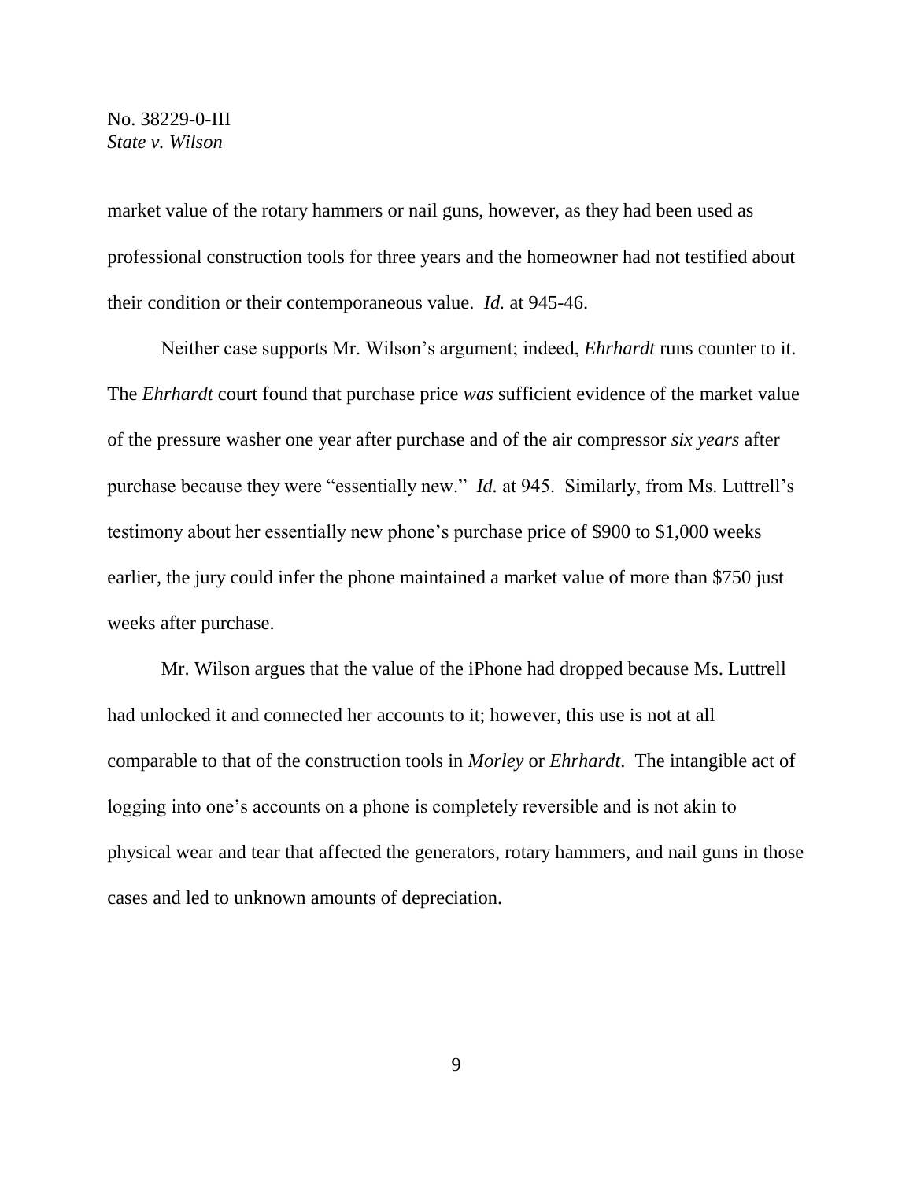market value of the rotary hammers or nail guns, however, as they had been used as professional construction tools for three years and the homeowner had not testified about their condition or their contemporaneous value. *Id.* at 945-46.

Neither case supports Mr. Wilson's argument; indeed, *Ehrhardt* runs counter to it. The *Ehrhardt* court found that purchase price *was* sufficient evidence of the market value of the pressure washer one year after purchase and of the air compressor *six years* after purchase because they were "essentially new." *Id.* at 945. Similarly, from Ms. Luttrell's testimony about her essentially new phone's purchase price of $900 to $1,000 weeks earlier, the jury could infer the phone maintained a market value of more than $750 just weeks after purchase.

Mr. Wilson argues that the value of the iPhone had dropped because Ms. Luttrell had unlocked it and connected her accounts to it; however, this use is not at all comparable to that of the construction tools in *Morley* or *Ehrhardt*. The intangible act of logging into one's accounts on a phone is completely reversible and is not akin to physical wear and tear that affected the generators, rotary hammers, and nail guns in those cases and led to unknown amounts of depreciation.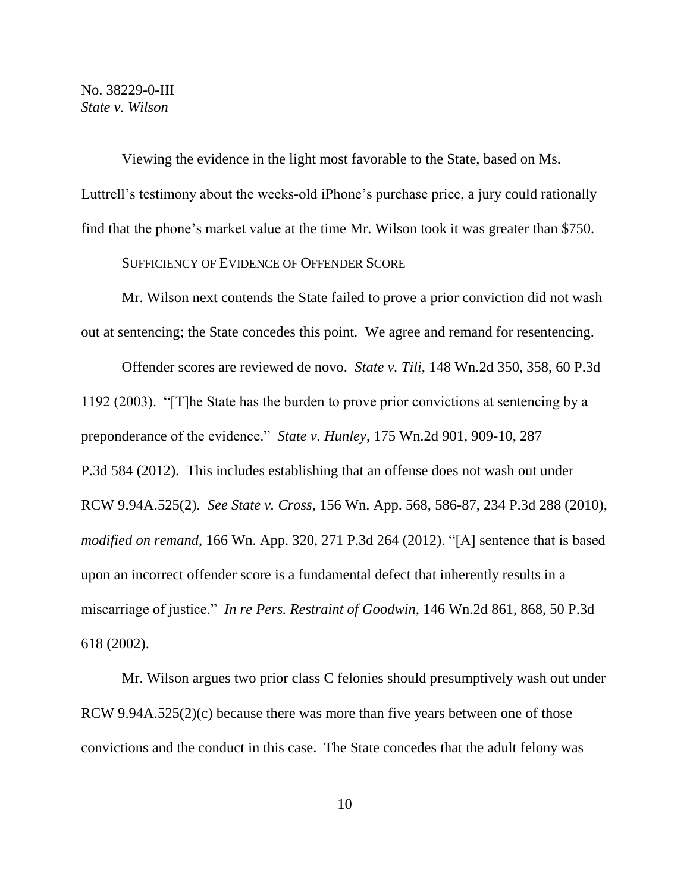Viewing the evidence in the light most favorable to the State, based on Ms. Luttrell's testimony about the weeks-old iPhone's purchase price, a jury could rationally find that the phone's market value at the time Mr. Wilson took it was greater than $750.

SUFFICIENCY OF EVIDENCE OF OFFENDER SCORE

Mr. Wilson next contends the State failed to prove a prior conviction did not wash out at sentencing; the State concedes this point. We agree and remand for resentencing.

Offender scores are reviewed de novo. *State v. Tili*, 148 Wn.2d 350, 358, 60 P.3d 1192 (2003). "[T]he State has the burden to prove prior convictions at sentencing by a preponderance of the evidence." *State v. Hunley*, 175 Wn.2d 901, 909-10, 287 P.3d 584 (2012). This includes establishing that an offense does not wash out under RCW 9.94A.525(2). *See State v. Cross*, 156 Wn. App. 568, 586-87, 234 P.3d 288 (2010), *modified on remand*, 166 Wn. App. 320, 271 P.3d 264 (2012). "[A] sentence that is based upon an incorrect offender score is a fundamental defect that inherently results in a miscarriage of justice." *In re Pers. Restraint of Goodwin*, 146 Wn.2d 861, 868, 50 P.3d 618 (2002).

Mr. Wilson argues two prior class C felonies should presumptively wash out under RCW 9.94A.525(2)(c) because there was more than five years between one of those convictions and the conduct in this case. The State concedes that the adult felony was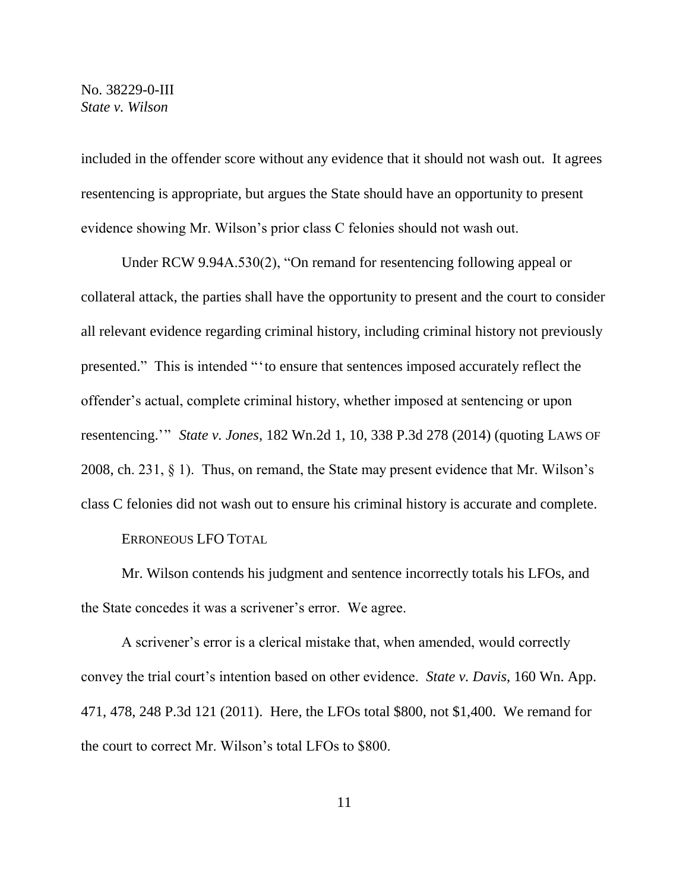included in the offender score without any evidence that it should not wash out. It agrees resentencing is appropriate, but argues the State should have an opportunity to present evidence showing Mr. Wilson's prior class C felonies should not wash out.

Under RCW 9.94A.530(2), "On remand for resentencing following appeal or collateral attack, the parties shall have the opportunity to present and the court to consider all relevant evidence regarding criminal history, including criminal history not previously presented." This is intended "'to ensure that sentences imposed accurately reflect the offender's actual, complete criminal history, whether imposed at sentencing or upon resentencing.'" *State v. Jones*, 182 Wn.2d 1, 10, 338 P.3d 278 (2014) (quoting LAWS OF 2008, ch. 231, § 1). Thus, on remand, the State may present evidence that Mr. Wilson's class C felonies did not wash out to ensure his criminal history is accurate and complete.

ERRONEOUS LFO TOTAL

Mr. Wilson contends his judgment and sentence incorrectly totals his LFOs, and the State concedes it was a scrivener's error. We agree.

A scrivener's error is a clerical mistake that, when amended, would correctly convey the trial court's intention based on other evidence. *State v. Davis*, 160 Wn. App. 471, 478, 248 P.3d 121 (2011). Here, the LFOs total $800, not $1,400. We remand for the court to correct Mr. Wilson's total LFOs to $800.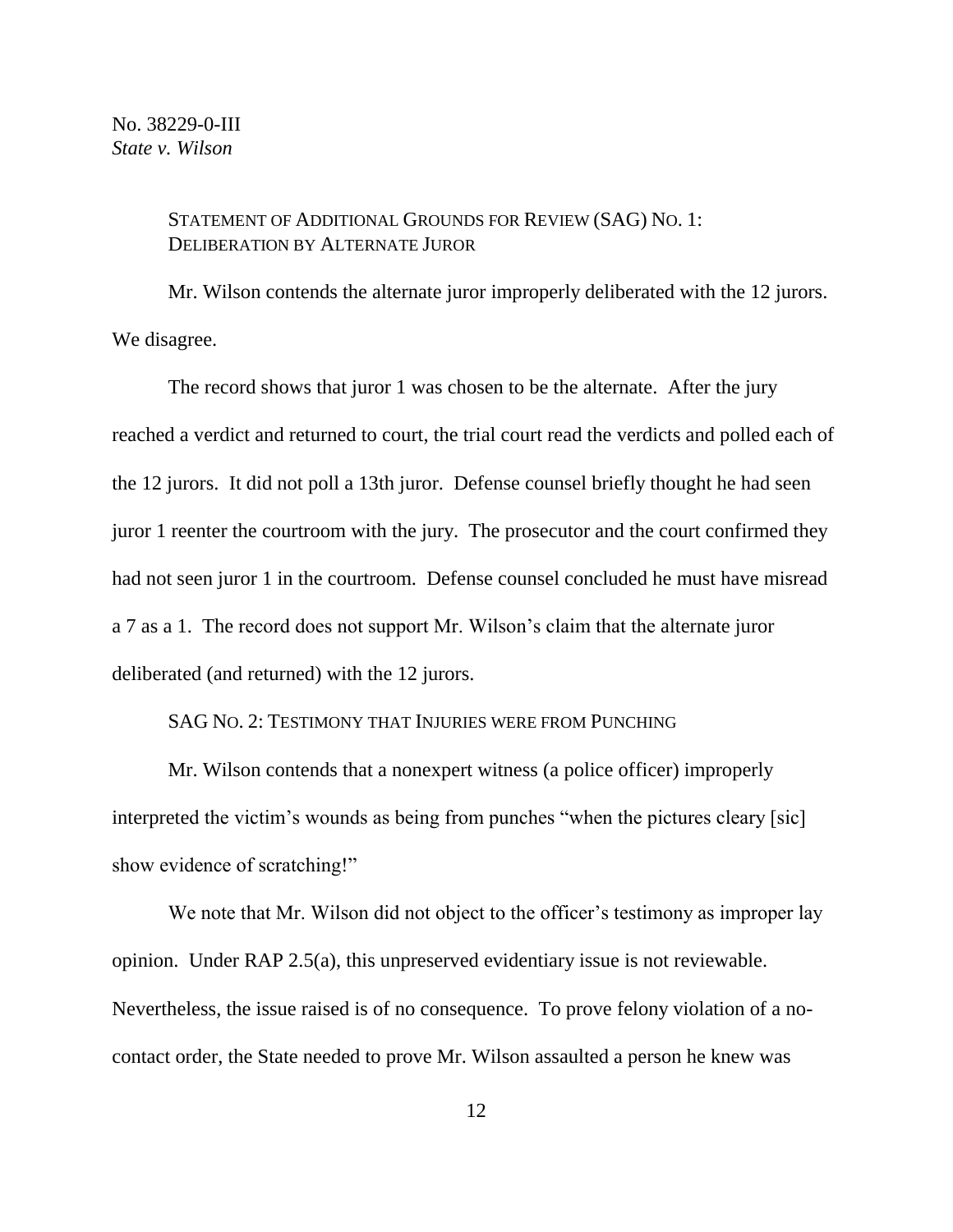STATEMENT OF ADDITIONAL GROUNDS FOR REVIEW (SAG) NO. 1: DELIBERATION BY ALTERNATE JUROR

Mr. Wilson contends the alternate juror improperly deliberated with the 12 jurors. We disagree.

The record shows that juror 1 was chosen to be the alternate. After the jury reached a verdict and returned to court, the trial court read the verdicts and polled each of the 12 jurors. It did not poll a 13th juror. Defense counsel briefly thought he had seen juror 1 reenter the courtroom with the jury. The prosecutor and the court confirmed they had not seen juror 1 in the courtroom. Defense counsel concluded he must have misread a 7 as a 1. The record does not support Mr. Wilson's claim that the alternate juror deliberated (and returned) with the 12 jurors.

SAG NO. 2: TESTIMONY THAT INJURIES WERE FROM PUNCHING

Mr. Wilson contends that a nonexpert witness (a police officer) improperly interpreted the victim's wounds as being from punches "when the pictures cleary [sic] show evidence of scratching!"

We note that Mr. Wilson did not object to the officer's testimony as improper lay opinion. Under RAP 2.5(a), this unpreserved evidentiary issue is not reviewable. Nevertheless, the issue raised is of no consequence. To prove felony violation of a no-contact order, the State needed to prove Mr. Wilson assaulted a person he knew was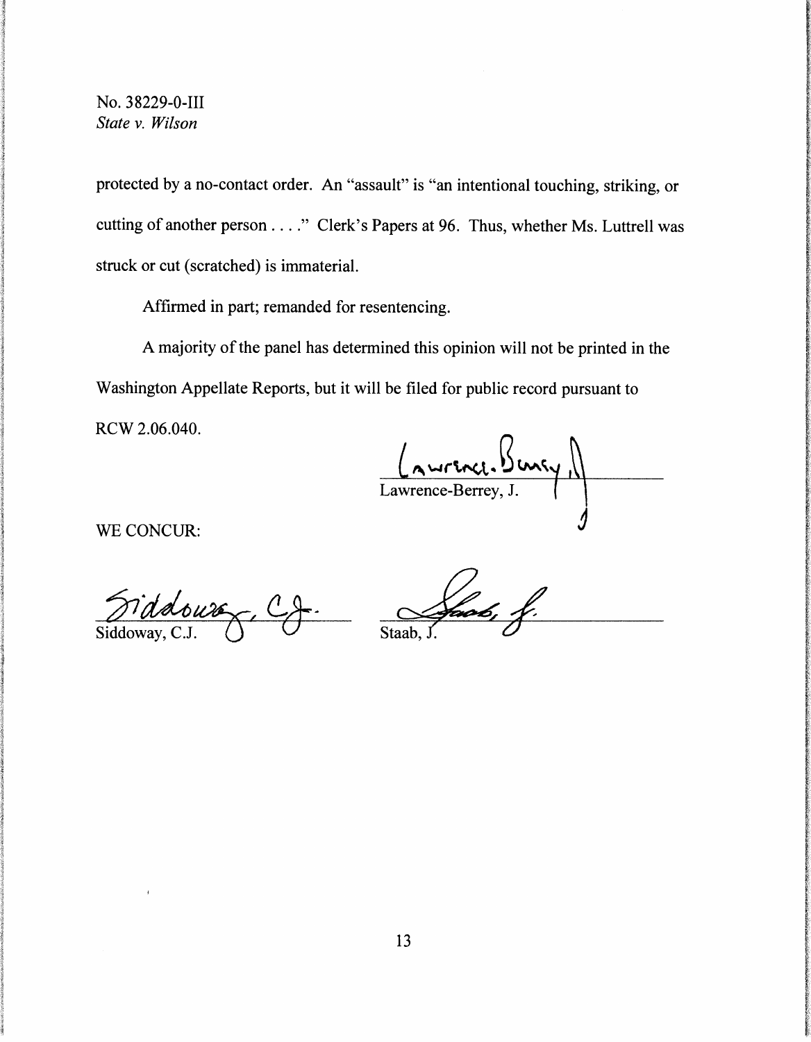protected by a no-contact order. An "assault" is "an intentional touching, striking, or cutting of another person . . . ." Clerk's Papers at 96. Thus, whether Ms. Luttrell was struck or cut (scratched) is immaterial.

Affirmed in part; remanded for resentencing.

A majority of the panel has determined this opinion will not be printed in the Washington Appellate Reports, but it will be filed for public record pursuant to RCW 2.06.040.

Lawrence-Berrey, J.

WE CONCUR:

Siddoway, C.J.

Staab, J.